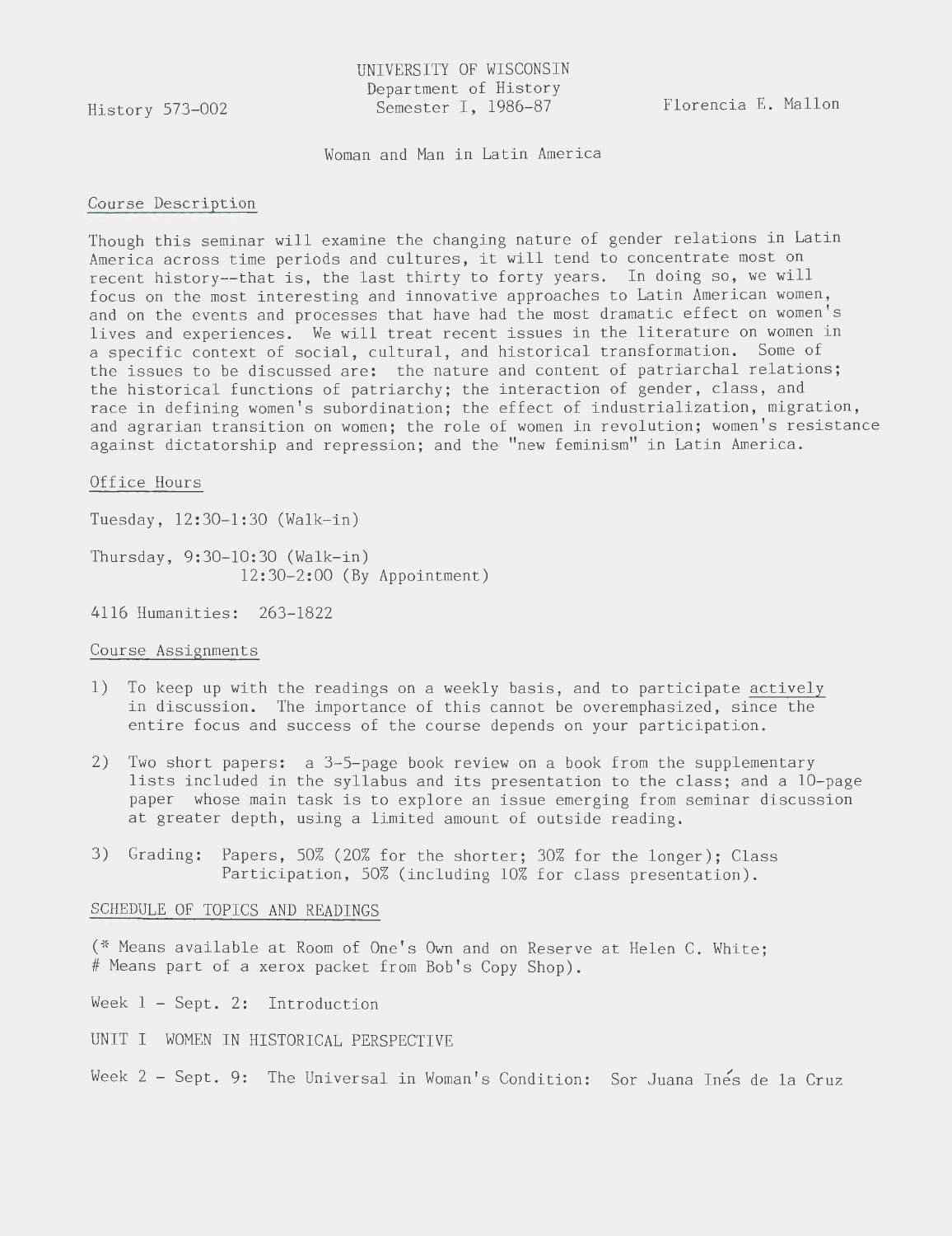History 573-002

UNIVERSITY OF WISCONSIN
Department of History
Semester I, 1986-87

Florencia E. Mallon

# Woman and Man in Latin America

## Course Description

Though this seminar will examine the changing nature of gender relations in Latin America across time periods and cultures, it will tend to concentrate most on recent history--that is, the last thirty to forty years. In doing so, we will focus on the most interesting and innovative approaches to Latin American women, and on the events and processes that have had the most dramatic effect on women's lives and experiences. We will treat recent issues in the literature on women in a specific context of social, cultural, and historical transformation. Some of the issues to be discussed are: the nature and content of patriarchal relations; the historical functions of patriarchy; the interaction of gender, class, and race in defining women's subordination; the effect of industrialization, migration, and agrarian transition on women; the role of women in revolution; women's resistance against dictatorship and repression; and the "new feminism" in Latin America.

## Office Hours

Tuesday, 12:30-1:30 (Walk-in)

Thursday, 9:30-10:30 (Walk-in)
12:30-2:00 (By Appointment)

4116 Humanities: 263-1822

## Course Assignments

1) To keep up with the readings on a weekly basis, and to participate actively in discussion. The importance of this cannot be overemphasized, since the entire focus and success of the course depends on your participation.

2) Two short papers: a 3-5-page book review on a book from the supplementary lists included in the syllabus and its presentation to the class; and a 10-page paper whose main task is to explore an issue emerging from seminar discussion at greater depth, using a limited amount of outside reading.

3) Grading: Papers, 50% (20% for the shorter; 30% for the longer); Class Participation, 50% (including 10% for class presentation).

## SCHEDULE OF TOPICS AND READINGS

(* Means available at Room of One's Own and on Reserve at Helen C. White; # Means part of a xerox packet from Bob's Copy Shop).

Week 1 - Sept. 2: Introduction

UNIT I WOMEN IN HISTORICAL PERSPECTIVE

Week 2 - Sept. 9: The Universal in Woman's Condition: Sor Juana Inés de la Cruz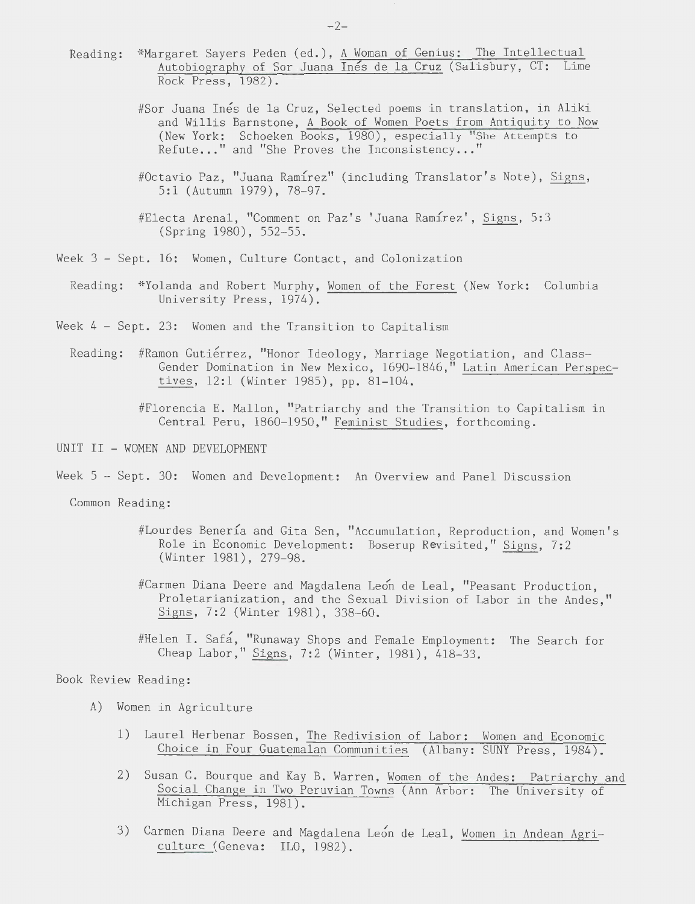Reading: *Margaret Sayers Peden (ed.), A Woman of Genius: The Intellectual Autobiography of Sor Juana Inés de la Cruz (Salisbury, CT: Lime Rock Press, 1982).

#Sor Juana Inés de la Cruz, Selected poems in translation, in Aliki and Willis Barnstone, A Book of Women Poets from Antiquity to Now (New York: Schoeken Books, 1980), especially "She Attempts to Refute..." and "She Proves the Inconsistency..."

#Octavio Paz, "Juana Ramírez" (including Translator's Note), Signs, 5:1 (Autumn 1979), 78-97.

#Electa Arenal, "Comment on Paz's 'Juana Ramírez', Signs, 5:3 (Spring 1980), 552-55.

Week 3 - Sept. 16: Women, Culture Contact, and Colonization

Reading: *Yolanda and Robert Murphy, Women of the Forest (New York: Columbia University Press, 1974).

Week 4 - Sept. 23: Women and the Transition to Capitalism

Reading: #Ramon Gutiérrez, "Honor Ideology, Marriage Negotiation, and Class-Gender Domination in New Mexico, 1690-1846," Latin American Perspectives, 12:1 (Winter 1985), pp. 81-104.

#Florencia E. Mallon, "Patriarchy and the Transition to Capitalism in Central Peru, 1860-1950," Feminist Studies, forthcoming.

UNIT II - WOMEN AND DEVELOPMENT

Week 5 - Sept. 30: Women and Development: An Overview and Panel Discussion

Common Reading:

#Lourdes Benería and Gita Sen, "Accumulation, Reproduction, and Women's Role in Economic Development: Boserup Revisited," Signs, 7:2 (Winter 1981), 279-98.

#Carmen Diana Deere and Magdalena León de Leal, "Peasant Production, Proletarianization, and the Sexual Division of Labor in the Andes," Signs, 7:2 (Winter 1981), 338-60.

#Helen I. Safá, "Runaway Shops and Female Employment: The Search for Cheap Labor," Signs, 7:2 (Winter, 1981), 418-33.

Book Review Reading:

A) Women in Agriculture

1) Laurel Herbenar Bossen, The Redivision of Labor: Women and Economic Choice in Four Guatemalan Communities (Albany: SUNY Press, 1984).

2) Susan C. Bourque and Kay B. Warren, Women of the Andes: Patriarchy and Social Change in Two Peruvian Towns (Ann Arbor: The University of Michigan Press, 1981).

3) Carmen Diana Deere and Magdalena León de Leal, Women in Andean Agriculture (Geneva: ILO, 1982).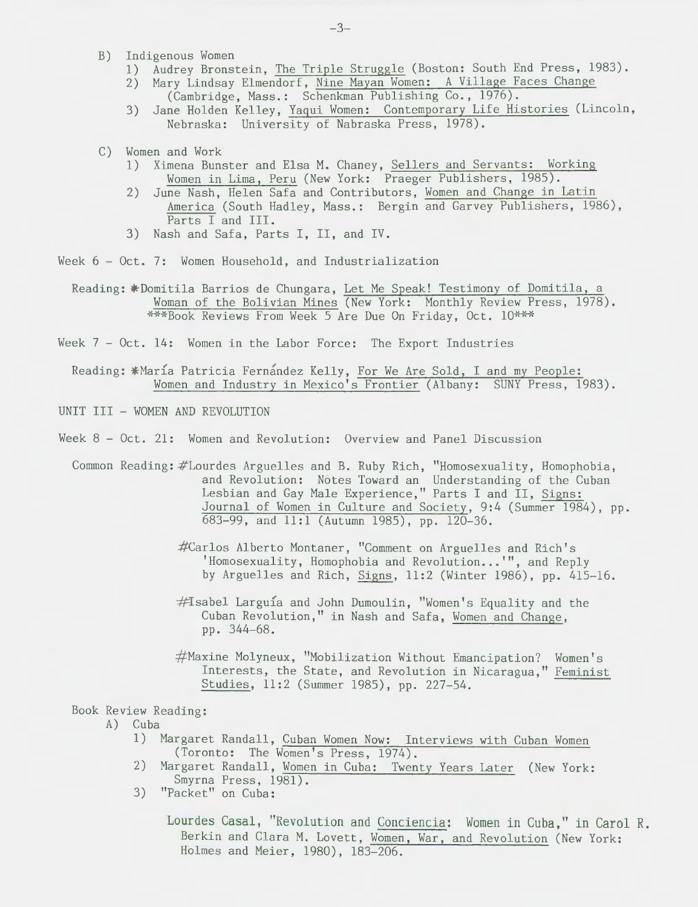B) Indigenous Women
   1) Audrey Bronstein, The Triple Struggle (Boston: South End Press, 1983).
   2) Mary Lindsay Elmendorf, Nine Mayan Women: A Village Faces Change (Cambridge, Mass.: Schenkman Publishing Co., 1976).
   3) Jane Holden Kelley, Yaqui Women: Contemporary Life Histories (Lincoln, Nebraska: University of Nebraska Press, 1978).

C) Women and Work
   1) Ximena Bunster and Elsa M. Chaney, Sellers and Servants: Working Women in Lima, Peru (New York: Praeger Publishers, 1985).
   2) June Nash, Helen Safa and Contributors, Women and Change in Latin America (South Hadley, Mass.: Bergin and Garvey Publishers, 1986), Parts I and III.
   3) Nash and Safa, Parts I, II, and IV.

Week 6 - Oct. 7: Women Household, and Industrialization

Reading: *Domitila Barrios de Chungara, Let Me Speak! Testimony of Domitila, a Woman of the Bolivian Mines (New York: Monthly Review Press, 1978).
***Book Reviews From Week 5 Are Due On Friday, Oct. 10***

Week 7 - Oct. 14: Women in the Labor Force: The Export Industries

Reading: *María Patricia Fernández Kelly, For We Are Sold, I and my People: Women and Industry in Mexico's Frontier (Albany: SUNY Press, 1983).

UNIT III - WOMEN AND REVOLUTION

Week 8 - Oct. 21: Women and Revolution: Overview and Panel Discussion

Common Reading: #Lourdes Arguelles and B. Ruby Rich, "Homosexuality, Homophobia, and Revolution: Notes Toward an Understanding of the Cuban Lesbian and Gay Male Experience," Parts I and II, Signs: Journal of Women in Culture and Society, 9:4 (Summer 1984), pp. 683-99, and 11:1 (Autumn 1985), pp. 120-36.

#Carlos Alberto Montaner, "Comment on Arguelles and Rich's 'Homosexuality, Homophobia and Revolution...'", and Reply by Arguelles and Rich, Signs, 11:2 (Winter 1986), pp. 415-16.

#Isabel Larguía and John Dumoulin, "Women's Equality and the Cuban Revolution," in Nash and Safa, Women and Change, pp. 344-68.

#Maxine Molyneux, "Mobilization Without Emancipation? Women's Interests, the State, and Revolution in Nicaragua," Feminist Studies, 11:2 (Summer 1985), pp. 227-54.

Book Review Reading:

A) Cuba
   1) Margaret Randall, Cuban Women Now: Interviews with Cuban Women (Toronto: The Women's Press, 1974).
   2) Margaret Randall, Women in Cuba: Twenty Years Later (New York: Smyrna Press, 1981).
   3) "Packet" on Cuba:

      Lourdes Casal, "Revolution and Conciencia: Women in Cuba," in Carol R. Berkin and Clara M. Lovett, Women, War, and Revolution (New York: Holmes and Meier, 1980), 183-206.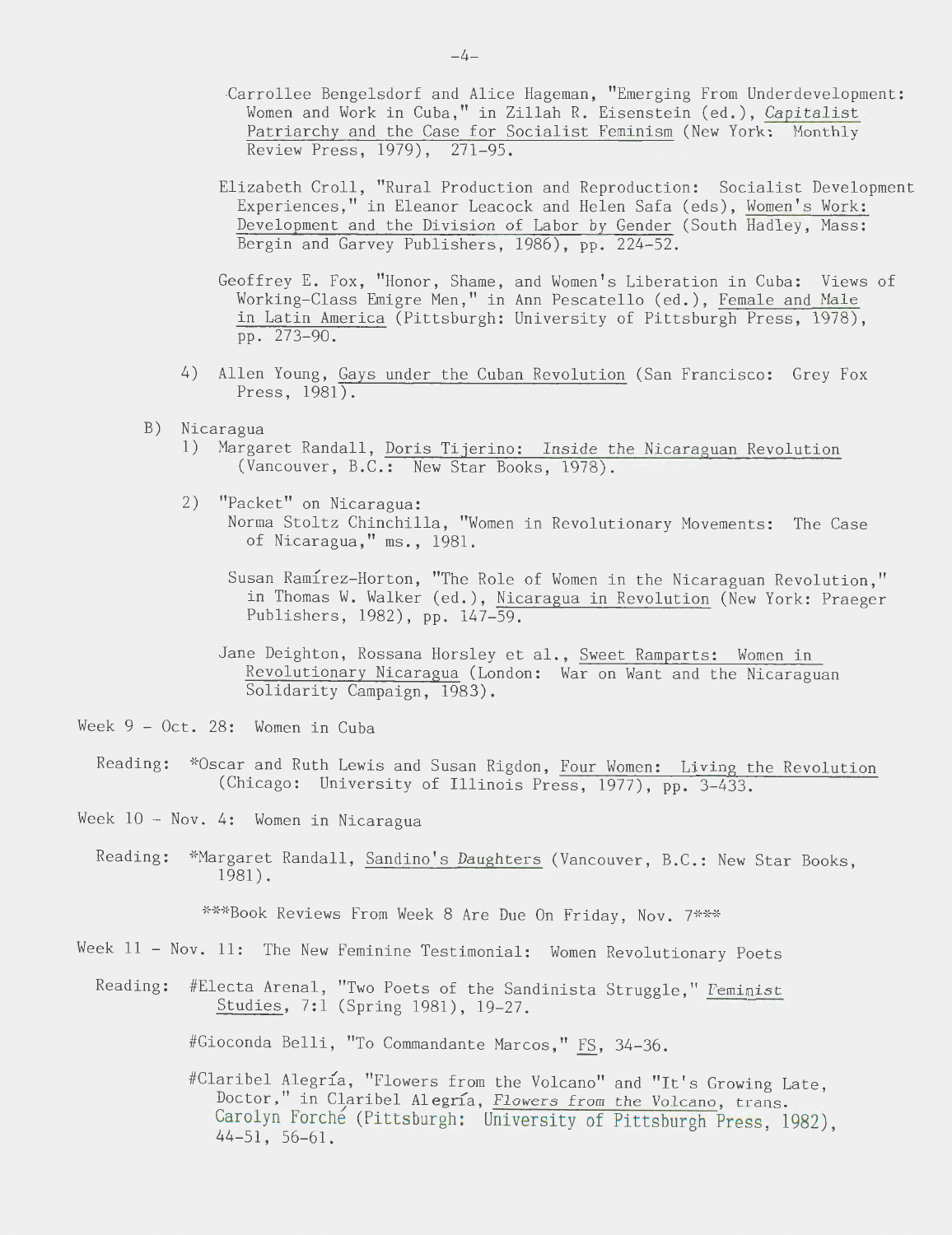Carrollee Bengelsdorf and Alice Hageman, "Emerging From Underdevelopment: Women and Work in Cuba," in Zillah R. Eisenstein (ed.), *Capitalist Patriarchy and the Case for Socialist Feminism* (New York: Monthly Review Press, 1979), 271-95.

Elizabeth Croll, "Rural Production and Reproduction: Socialist Development Experiences," in Eleanor Leacock and Helen Safa (eds), *Women's Work: Development and the Division of Labor by Gender* (South Hadley, Mass: Bergin and Garvey Publishers, 1986), pp. 224-52.

Geoffrey E. Fox, "Honor, Shame, and Women's Liberation in Cuba: Views of Working-Class Emigre Men," in Ann Pescatello (ed.), *Female and Male in Latin America* (Pittsburgh: University of Pittsburgh Press, 1978), pp. 273-90.

4) Allen Young, *Gays under the Cuban Revolution* (San Francisco: Grey Fox Press, 1981).

B) Nicaragua

1) Margaret Randall, *Doris Tijerino: Inside the Nicaraguan Revolution* (Vancouver, B.C.: New Star Books, 1978).

2) "Packet" on Nicaragua:

Norma Stoltz Chinchilla, "Women in Revolutionary Movements: The Case of Nicaragua," ms., 1981.

Susan Ramírez-Horton, "The Role of Women in the Nicaraguan Revolution," in Thomas W. Walker (ed.), *Nicaragua in Revolution* (New York: Praeger Publishers, 1982), pp. 147-59.

Jane Deighton, Rossana Horsley et al., *Sweet Ramparts: Women in Revolutionary Nicaragua* (London: War on Want and the Nicaraguan Solidarity Campaign, 1983).

Week 9 - Oct. 28: Women in Cuba

Reading: *Oscar and Ruth Lewis and Susan Rigdon, *Four Women: Living the Revolution* (Chicago: University of Illinois Press, 1977), pp. 3-433.

Week 10 - Nov. 4: Women in Nicaragua

Reading: *Margaret Randall, *Sandino's Daughters* (Vancouver, B.C.: New Star Books, 1981).

***Book Reviews From Week 8 Are Due On Friday, Nov. 7***

Week 11 - Nov. 11: The New Feminine Testimonial: Women Revolutionary Poets

Reading: #Electa Arenal, "Two Poets of the Sandinista Struggle," *Feminist Studies*, 7:1 (Spring 1981), 19-27.

#Gioconda Belli, "To Commandante Marcos," *FS*, 34-36.

#Claribel Alegría, "Flowers from the Volcano" and "It's Growing Late, Doctor," in Claribel Alegría, *Flowers from the Volcano*, trans. Carolyn Forché (Pittsburgh: University of Pittsburgh Press, 1982), 44-51, 56-61.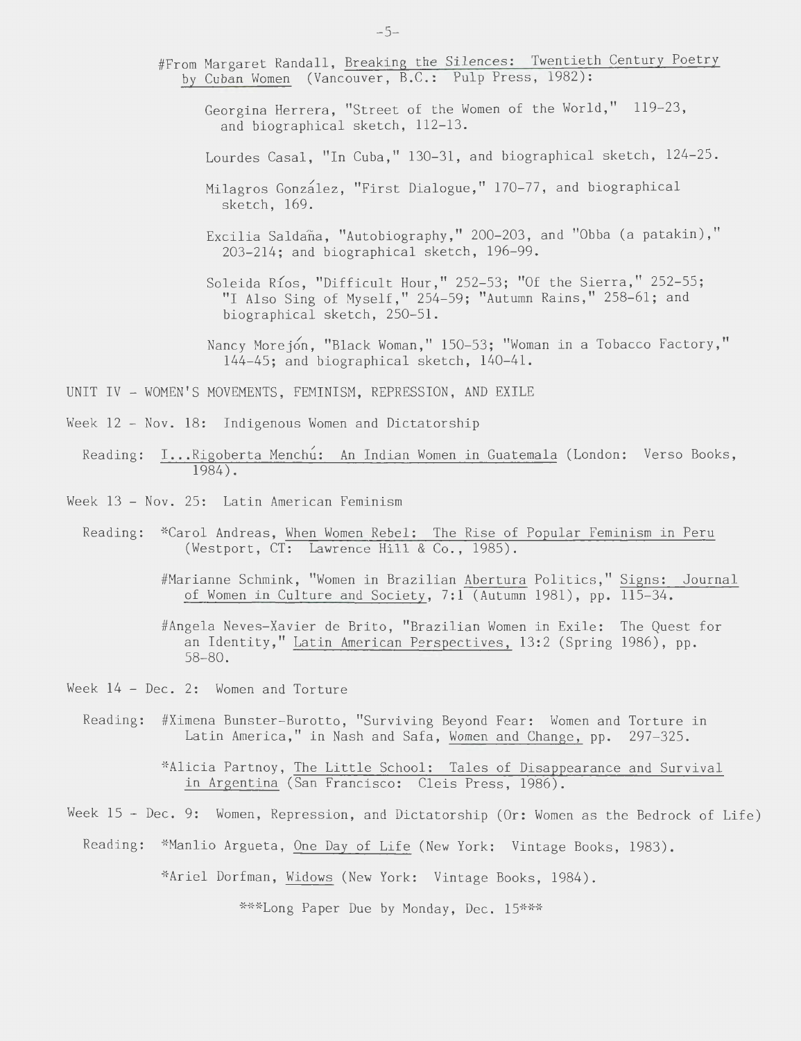#From Margaret Randall, Breaking the Silences: Twentieth Century Poetry by Cuban Women (Vancouver, B.C.: Pulp Press, 1982):

Georgina Herrera, "Street of the Women of the World," 119-23, and biographical sketch, 112-13.

Lourdes Casal, "In Cuba," 130-31, and biographical sketch, 124-25.

Milagros González, "First Dialogue," 170-77, and biographical sketch, 169.

Excilia Saldaña, "Autobiography," 200-203, and "Obba (a patakin)," 203-214; and biographical sketch, 196-99.

Soleida Ríos, "Difficult Hour," 252-53; "Of the Sierra," 252-55; "I Also Sing of Myself," 254-59; "Autumn Rains," 258-61; and biographical sketch, 250-51.

Nancy Morejón, "Black Woman," 150-53; "Woman in a Tobacco Factory," 144-45; and biographical sketch, 140-41.

UNIT IV - WOMEN'S MOVEMENTS, FEMINISM, REPRESSION, AND EXILE

Week 12 - Nov. 18: Indigenous Women and Dictatorship

Reading: I...Rigoberta Menchú: An Indian Women in Guatemala (London: Verso Books, 1984).

Week 13 - Nov. 25: Latin American Feminism

Reading: *Carol Andreas, When Women Rebel: The Rise of Popular Feminism in Peru (Westport, CT: Lawrence Hill & Co., 1985).

#Marianne Schmink, "Women in Brazilian Abertura Politics," Signs: Journal of Women in Culture and Society, 7:1 (Autumn 1981), pp. 115-34.

#Angela Neves-Xavier de Brito, "Brazilian Women in Exile: The Quest for an Identity," Latin American Perspectives, 13:2 (Spring 1986), pp. 58-80.

Week 14 - Dec. 2: Women and Torture

Reading: #Ximena Bunster-Burotto, "Surviving Beyond Fear: Women and Torture in Latin America," in Nash and Safa, Women and Change, pp. 297-325.

*Alicia Partnoy, The Little School: Tales of Disappearance and Survival in Argentina (San Francisco: Cleis Press, 1986).

Week 15 - Dec. 9: Women, Repression, and Dictatorship (Or: Women as the Bedrock of Life)

Reading: *Manlio Argueta, One Day of Life (New York: Vintage Books, 1983).

*Ariel Dorfman, Widows (New York: Vintage Books, 1984).

***Long Paper Due by Monday, Dec. 15***